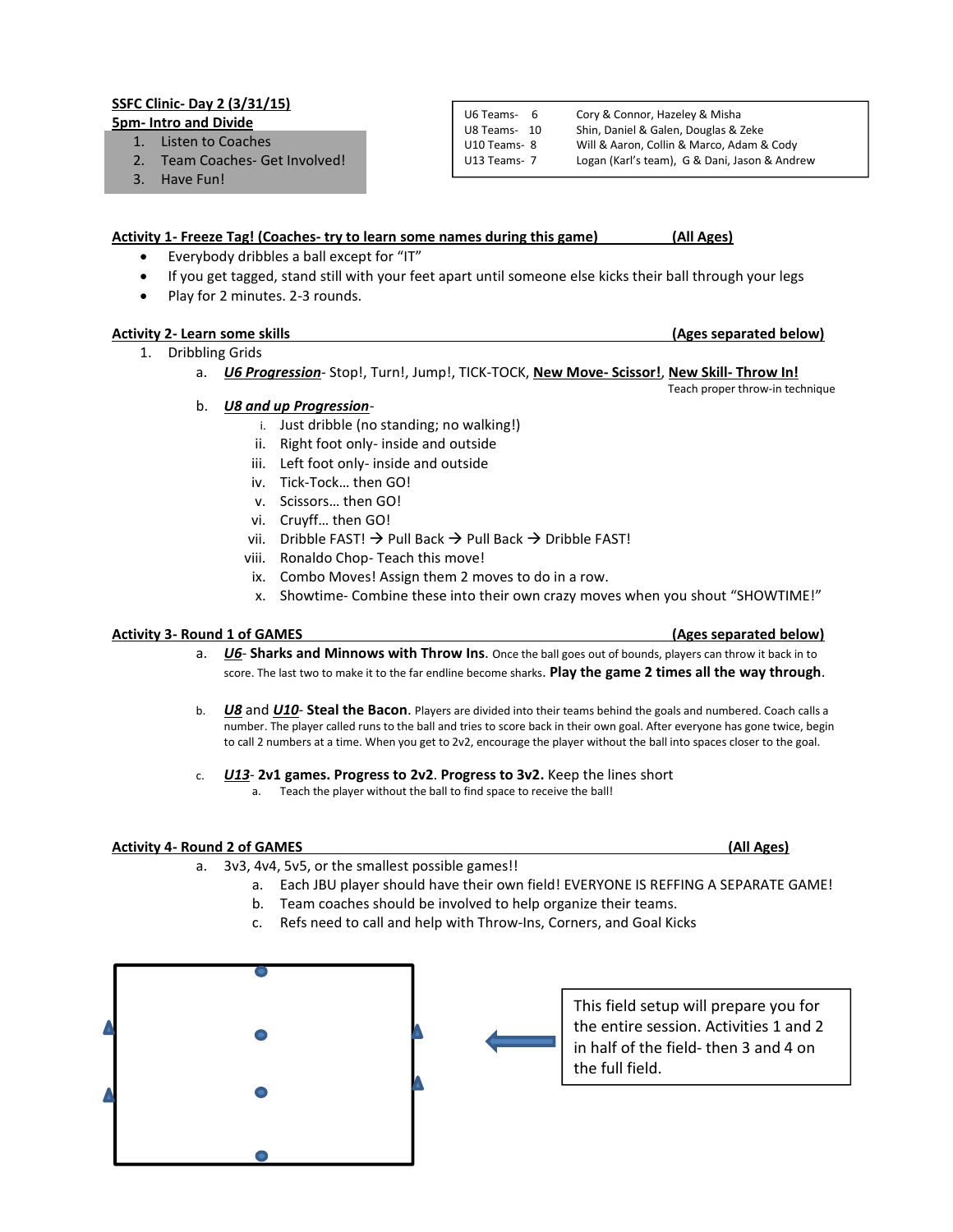**SSFC Clinic- Day 2 (3/31/15)**
**5pm- Intro and Divide**

1. Listen to Coaches
2. Team Coaches- Get Involved!
3. Have Fun!

| | | |
|---|---|---|
| U6 Teams- | 6 | Cory & Connor, Hazeley & Misha |
| U8 Teams- | 10 | Shin, Daniel & Galen, Douglas & Zeke |
| U10 Teams- | 8 | Will & Aaron, Collin & Marco, Adam & Cody |
| U13 Teams- | 7 | Logan (Karl's team), G & Dani, Jason & Andrew |

**Activity 1- Freeze Tag! (Coaches- try to learn some names during this game) (All Ages)**

- Everybody dribbles a ball except for "IT"
- If you get tagged, stand still with your feet apart until someone else kicks their ball through your legs
- Play for 2 minutes. 2-3 rounds.

**Activity 2- Learn some skills (Ages separated below)**

1. Dribbling Grids
   a. ***U6 Progression***- Stop!, Turn!, Jump!, TICK-TOCK, **New Move- Scissor!**, **New Skill- Throw In!**
      Teach proper throw-in technique
   b. ***U8 and up Progression***-
      i. Just dribble (no standing; no walking!)
      ii. Right foot only- inside and outside
      iii. Left foot only- inside and outside
      iv. Tick-Tock… then GO!
      v. Scissors… then GO!
      vi. Cruyff… then GO!
      vii. Dribble FAST! → Pull Back → Pull Back → Dribble FAST!
      viii. Ronaldo Chop- Teach this move!
      ix. Combo Moves! Assign them 2 moves to do in a row.
      x. Showtime- Combine these into their own crazy moves when you shout "SHOWTIME!"

**Activity 3- Round 1 of GAMES (Ages separated below)**

a. ***U6*- Sharks and Minnows with Throw Ins.** Once the ball goes out of bounds, players can throw it back in to score. The last two to make it to the far endline become sharks. **Play the game 2 times all the way through.**

b. ***U8* and *U10*- Steal the Bacon.** Players are divided into their teams behind the goals and numbered. Coach calls a number. The player called runs to the ball and tries to score back in their own goal. After everyone has gone twice, begin to call 2 numbers at a time. When you get to 2v2, encourage the player without the ball into spaces closer to the goal.

c. ***U13*- 2v1 games. Progress to 2v2. Progress to 3v2.** Keep the lines short
   a. Teach the player without the ball to find space to receive the ball!

**Activity 4- Round 2 of GAMES (All Ages)**

a. 3v3, 4v4, 5v5, or the smallest possible games!!
   a. Each JBU player should have their own field! EVERYONE IS REFFING A SEPARATE GAME!
   b. Team coaches should be involved to help organize their teams.
   c. Refs need to call and help with Throw-Ins, Corners, and Goal Kicks

This field setup will prepare you for the entire session. Activities 1 and 2 in half of the field- then 3 and 4 on the full field.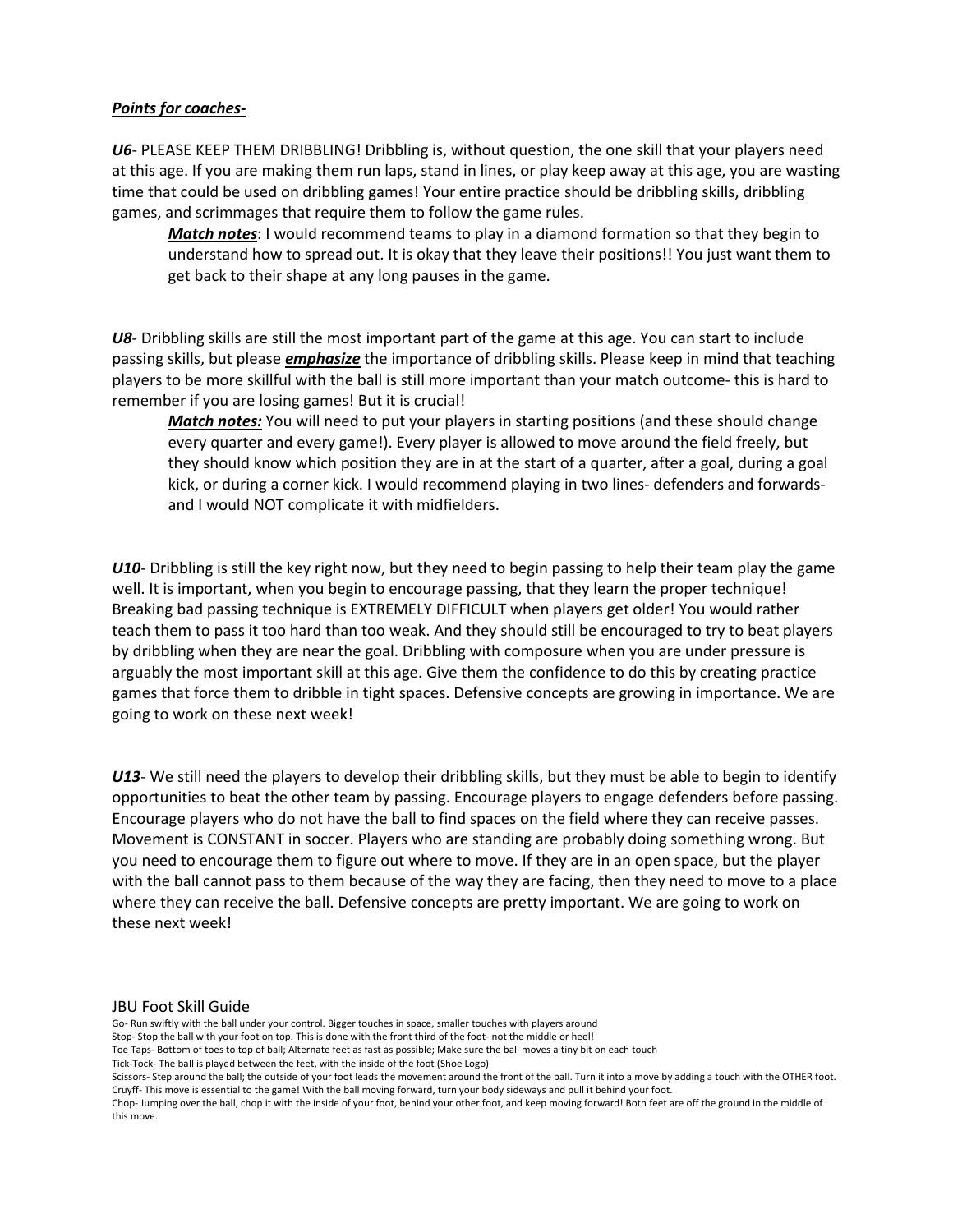***Points for coaches-***

***U6***- PLEASE KEEP THEM DRIBBLING! Dribbling is, without question, the one skill that your players need at this age. If you are making them run laps, stand in lines, or play keep away at this age, you are wasting time that could be used on dribbling games! Your entire practice should be dribbling skills, dribbling games, and scrimmages that require them to follow the game rules.

> ***Match notes***: I would recommend teams to play in a diamond formation so that they begin to understand how to spread out. It is okay that they leave their positions!! You just want them to get back to their shape at any long pauses in the game.

***U8***- Dribbling skills are still the most important part of the game at this age. You can start to include passing skills, but please ***emphasize*** the importance of dribbling skills. Please keep in mind that teaching players to be more skillful with the ball is still more important than your match outcome- this is hard to remember if you are losing games! But it is crucial!

> ***Match notes:*** You will need to put your players in starting positions (and these should change every quarter and every game!). Every player is allowed to move around the field freely, but they should know which position they are in at the start of a quarter, after a goal, during a goal kick, or during a corner kick. I would recommend playing in two lines- defenders and forwards- and I would NOT complicate it with midfielders.

***U10***- Dribbling is still the key right now, but they need to begin passing to help their team play the game well. It is important, when you begin to encourage passing, that they learn the proper technique! Breaking bad passing technique is EXTREMELY DIFFICULT when players get older! You would rather teach them to pass it too hard than too weak. And they should still be encouraged to try to beat players by dribbling when they are near the goal. Dribbling with composure when you are under pressure is arguably the most important skill at this age. Give them the confidence to do this by creating practice games that force them to dribble in tight spaces. Defensive concepts are growing in importance. We are going to work on these next week!

***U13***- We still need the players to develop their dribbling skills, but they must be able to begin to identify opportunities to beat the other team by passing. Encourage players to engage defenders before passing. Encourage players who do not have the ball to find spaces on the field where they can receive passes. Movement is CONSTANT in soccer. Players who are standing are probably doing something wrong. But you need to encourage them to figure out where to move. If they are in an open space, but the player with the ball cannot pass to them because of the way they are facing, then they need to move to a place where they can receive the ball. Defensive concepts are pretty important. We are going to work on these next week!

JBU Foot Skill Guide

Go- Run swiftly with the ball under your control. Bigger touches in space, smaller touches with players around

Stop- Stop the ball with your foot on top. This is done with the front third of the foot- not the middle or heel!

Toe Taps- Bottom of toes to top of ball; Alternate feet as fast as possible; Make sure the ball moves a tiny bit on each touch

Tick-Tock- The ball is played between the feet, with the inside of the foot (Shoe Logo)

Scissors- Step around the ball; the outside of your foot leads the movement around the front of the ball. Turn it into a move by adding a touch with the OTHER foot.

Cruyff- This move is essential to the game! With the ball moving forward, turn your body sideways and pull it behind your foot.

Chop- Jumping over the ball, chop it with the inside of your foot, behind your other foot, and keep moving forward! Both feet are off the ground in the middle of this move.